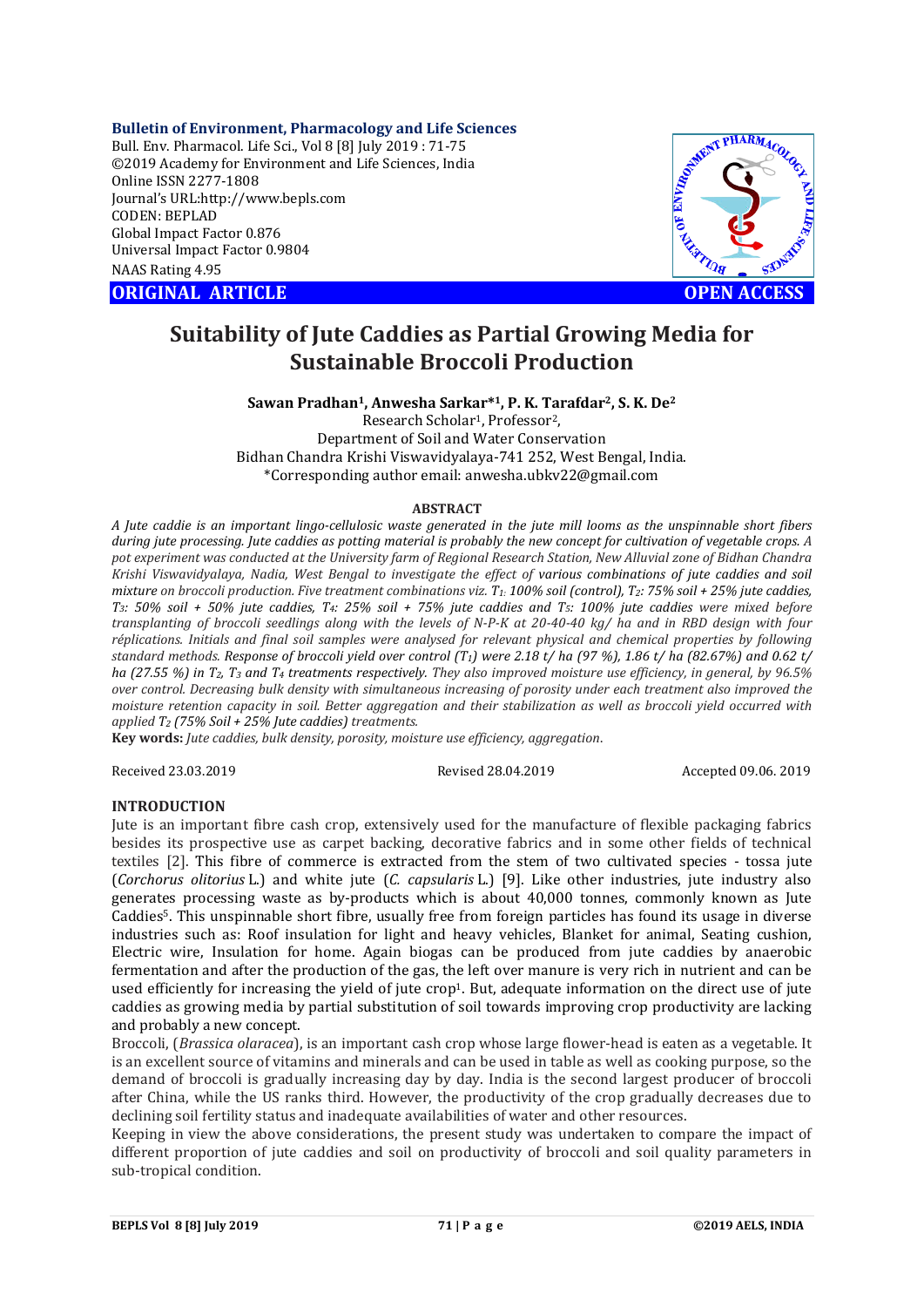**Bulletin of Environment, Pharmacology and Life Sciences**
Bull. Env. Pharmacol. Life Sci., Vol 8 [8] July 2019 : 71-75
©2019 Academy for Environment and Life Sciences, India
Online ISSN 2277-1808
Journal's URL:http://www.bepls.com
CODEN: BEPLAD
Global Impact Factor 0.876
Universal Impact Factor 0.9804
NAAS Rating 4.95

**ORIGINAL ARTICLE** **OPEN ACCESS**

# Suitability of Jute Caddies as Partial Growing Media for Sustainable Broccoli Production

**Sawan Pradhan[1], Anwesha Sarkar*[1], P. K. Tarafdar[2], S. K. De[2]**
Research Scholar[1], Professor[2],
Department of Soil and Water Conservation
Bidhan Chandra Krishi Viswavidyalaya-741 252, West Bengal, India.
*Corresponding author email: anwesha.ubkv22@gmail.com

## ABSTRACT

*A Jute caddie is an important lingo-cellulosic waste generated in the jute mill looms as the unspinnable short fibers during jute processing. Jute caddies as potting material is probably the new concept for cultivation of vegetable crops. A pot experiment was conducted at the University farm of Regional Research Station, New Alluvial zone of Bidhan Chandra Krishi Viswavidyalaya, Nadia, West Bengal to investigate the effect of various combinations of jute caddies and soil mixture on broccoli production. Five treatment combinations viz. $T_1$: 100% soil (control), $T_2$: 75% soil + 25% jute caddies, $T_3$: 50% soil + 50% jute caddies, $T_4$: 25% soil + 75% jute caddies and $T_5$: 100% jute caddies were mixed before transplanting of broccoli seedlings along with the levels of N-P-K at 20-40-40 kg/ ha and in RBD design with four réplications. Initials and final soil samples were analysed for relevant physical and chemical properties by following standard methods. Response of broccoli yield over control ($T_1$) were 2.18 t/ ha (97 %), 1.86 t/ ha (82.67%) and 0.62 t/ ha (27.55 %) in $T_2$, $T_3$ and $T_4$ treatments respectively. They also improved moisture use efficiency, in general, by 96.5% over control. Decreasing bulk density with simultaneous increasing of porosity under each treatment also improved the moisture retention capacity in soil. Better aggregation and their stabilization as well as broccoli yield occurred with applied $T_2$ (75% Soil + 25% Jute caddies) treatments.*

**Key words:** *Jute caddies, bulk density, porosity, moisture use efficiency, aggregation.*

Received 23.03.2019 Revised 28.04.2019 Accepted 09.06. 2019

## INTRODUCTION

Jute is an important fibre cash crop, extensively used for the manufacture of flexible packaging fabrics besides its prospective use as carpet backing, decorative fabrics and in some other fields of technical textiles [2]. This fibre of commerce is extracted from the stem of two cultivated species - tossa jute (*Corchorus olitorius* L.) and white jute (*C. capsularis* L.) [9]. Like other industries, jute industry also generates processing waste as by-products which is about 40,000 tonnes, commonly known as Jute Caddies[5]. This unspinnable short fibre, usually free from foreign particles has found its usage in diverse industries such as: Roof insulation for light and heavy vehicles, Blanket for animal, Seating cushion, Electric wire, Insulation for home. Again biogas can be produced from jute caddies by anaerobic fermentation and after the production of the gas, the left over manure is very rich in nutrient and can be used efficiently for increasing the yield of jute crop[1]. But, adequate information on the direct use of jute caddies as growing media by partial substitution of soil towards improving crop productivity are lacking and probably a new concept.

Broccoli, (*Brassica olaracea*), is an important cash crop whose large flower-head is eaten as a vegetable. It is an excellent source of vitamins and minerals and can be used in table as well as cooking purpose, so the demand of broccoli is gradually increasing day by day. India is the second largest producer of broccoli after China, while the US ranks third. However, the productivity of the crop gradually decreases due to declining soil fertility status and inadequate availabilities of water and other resources.

Keeping in view the above considerations, the present study was undertaken to compare the impact of different proportion of jute caddies and soil on productivity of broccoli and soil quality parameters in sub-tropical condition.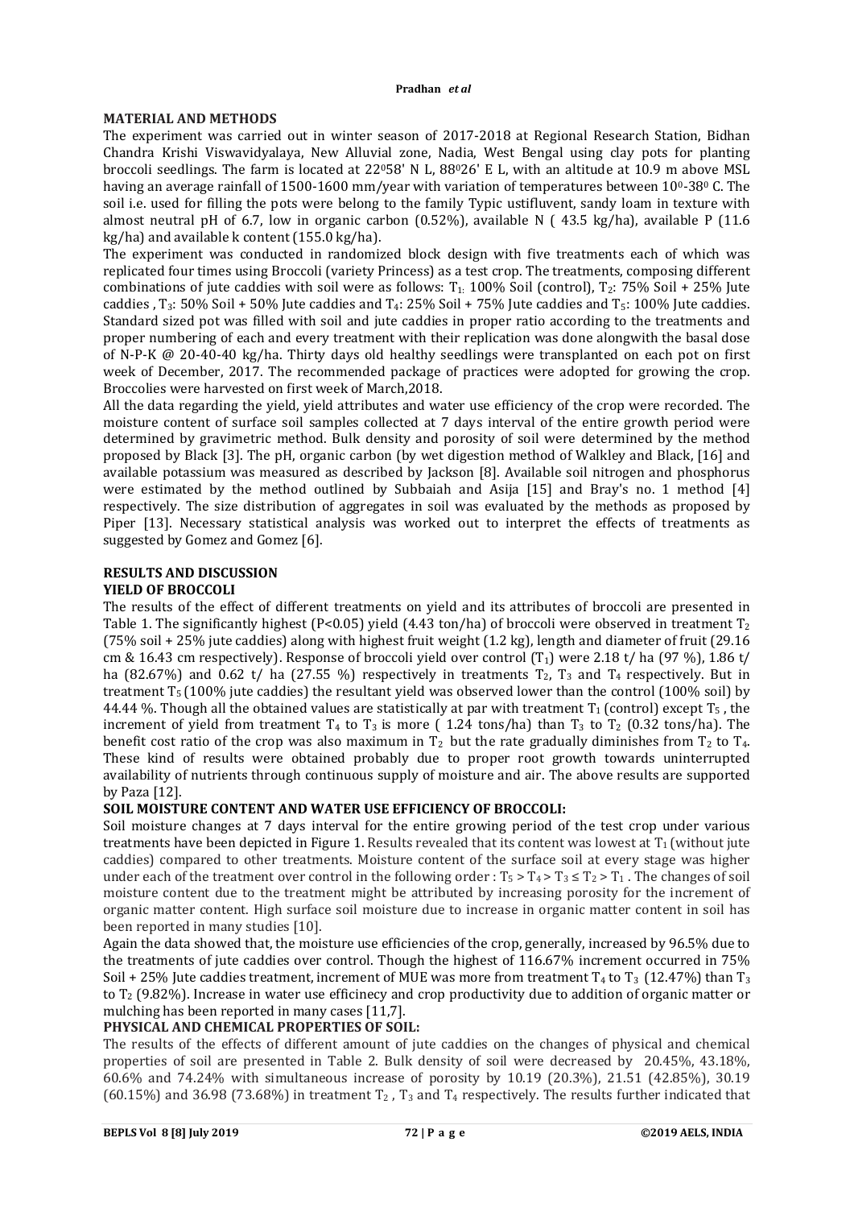## MATERIAL AND METHODS

The experiment was carried out in winter season of 2017-2018 at Regional Research Station, Bidhan Chandra Krishi Viswavidyalaya, New Alluvial zone, Nadia, West Bengal using clay pots for planting broccoli seedlings. The farm is located at $22^0 58'$ N L, $88^0 26'$ E L, with an altitude at 10.9 m above MSL having an average rainfall of 1500-1600 mm/year with variation of temperatures between $10^0$-$38^0$ C. The soil i.e. used for filling the pots were belong to the family Typic ustifluvent, sandy loam in texture with almost neutral pH of 6.7, low in organic carbon (0.52%), available N ( 43.5 kg/ha), available P (11.6 kg/ha) and available k content (155.0 kg/ha).

The experiment was conducted in randomized block design with five treatments each of which was replicated four times using Broccoli (variety Princess) as a test crop. The treatments, composing different combinations of jute caddies with soil were as follows: $T_1$: 100% Soil (control), $T_2$: 75% Soil + 25% Jute caddies , $T_3$: 50% Soil + 50% Jute caddies and $T_4$: 25% Soil + 75% Jute caddies and $T_5$: 100% Jute caddies. Standard sized pot was filled with soil and jute caddies in proper ratio according to the treatments and proper numbering of each and every treatment with their replication was done alongwith the basal dose of N-P-K @ 20-40-40 kg/ha. Thirty days old healthy seedlings were transplanted on each pot on first week of December, 2017. The recommended package of practices were adopted for growing the crop. Broccolies were harvested on first week of March,2018.

All the data regarding the yield, yield attributes and water use efficiency of the crop were recorded. The moisture content of surface soil samples collected at 7 days interval of the entire growth period were determined by gravimetric method. Bulk density and porosity of soil were determined by the method proposed by Black [3]. The pH, organic carbon (by wet digestion method of Walkley and Black, [16] and available potassium was measured as described by Jackson [8]. Available soil nitrogen and phosphorus were estimated by the method outlined by Subbaiah and Asija [15] and Bray's no. 1 method [4] respectively. The size distribution of aggregates in soil was evaluated by the methods as proposed by Piper [13]. Necessary statistical analysis was worked out to interpret the effects of treatments as suggested by Gomez and Gomez [6].

## RESULTS AND DISCUSSION

### YIELD OF BROCCOLI

The results of the effect of different treatments on yield and its attributes of broccoli are presented in Table 1. The significantly highest ($P<0.05$) yield (4.43 ton/ha) of broccoli were observed in treatment $T_2$ (75% soil + 25% jute caddies) along with highest fruit weight (1.2 kg), length and diameter of fruit (29.16 cm & 16.43 cm respectively). Response of broccoli yield over control ($T_1$) were 2.18 t/ ha (97 %), 1.86 t/ ha (82.67%) and 0.62 t/ ha (27.55 %) respectively in treatments $T_2$, $T_3$ and $T_4$ respectively. But in treatment $T_5$ (100% jute caddies) the resultant yield was observed lower than the control (100% soil) by 44.44 %. Though all the obtained values are statistically at par with treatment $T_1$ (control) except $T_5$ , the increment of yield from treatment $T_4$ to $T_3$ is more ( 1.24 tons/ha) than $T_3$ to $T_2$ (0.32 tons/ha). The benefit cost ratio of the crop was also maximum in $T_2$ but the rate gradually diminishes from $T_2$ to $T_4$. These kind of results were obtained probably due to proper root growth towards uninterrupted availability of nutrients through continuous supply of moisture and air. The above results are supported by Paza [12].

### SOIL MOISTURE CONTENT AND WATER USE EFFICIENCY OF BROCCOLI:

Soil moisture changes at 7 days interval for the entire growing period of the test crop under various treatments have been depicted in Figure 1. Results revealed that its content was lowest at $T_1$ (without jute caddies) compared to other treatments. Moisture content of the surface soil at every stage was higher under each of the treatment over control in the following order : $T_5 > T_4 > T_3 \leq T_2 > T_1$ . The changes of soil moisture content due to the treatment might be attributed by increasing porosity for the increment of organic matter content. High surface soil moisture due to increase in organic matter content in soil has been reported in many studies [10].

Again the data showed that, the moisture use efficiencies of the crop, generally, increased by 96.5% due to the treatments of jute caddies over control. Though the highest of 116.67% increment occurred in 75% Soil + 25% Jute caddies treatment, increment of MUE was more from treatment $T_4$ to $T_3$ (12.47%) than $T_3$ to $T_2$ (9.82%). Increase in water use efficinecy and crop productivity due to addition of organic matter or mulching has been reported in many cases [11,7].

### PHYSICAL AND CHEMICAL PROPERTIES OF SOIL:

The results of the effects of different amount of jute caddies on the changes of physical and chemical properties of soil are presented in Table 2. Bulk density of soil were decreased by 20.45%, 43.18%, 60.6% and 74.24% with simultaneous increase of porosity by 10.19 (20.3%), 21.51 (42.85%), 30.19 (60.15%) and 36.98 (73.68%) in treatment $T_2$ , $T_3$ and $T_4$ respectively. The results further indicated that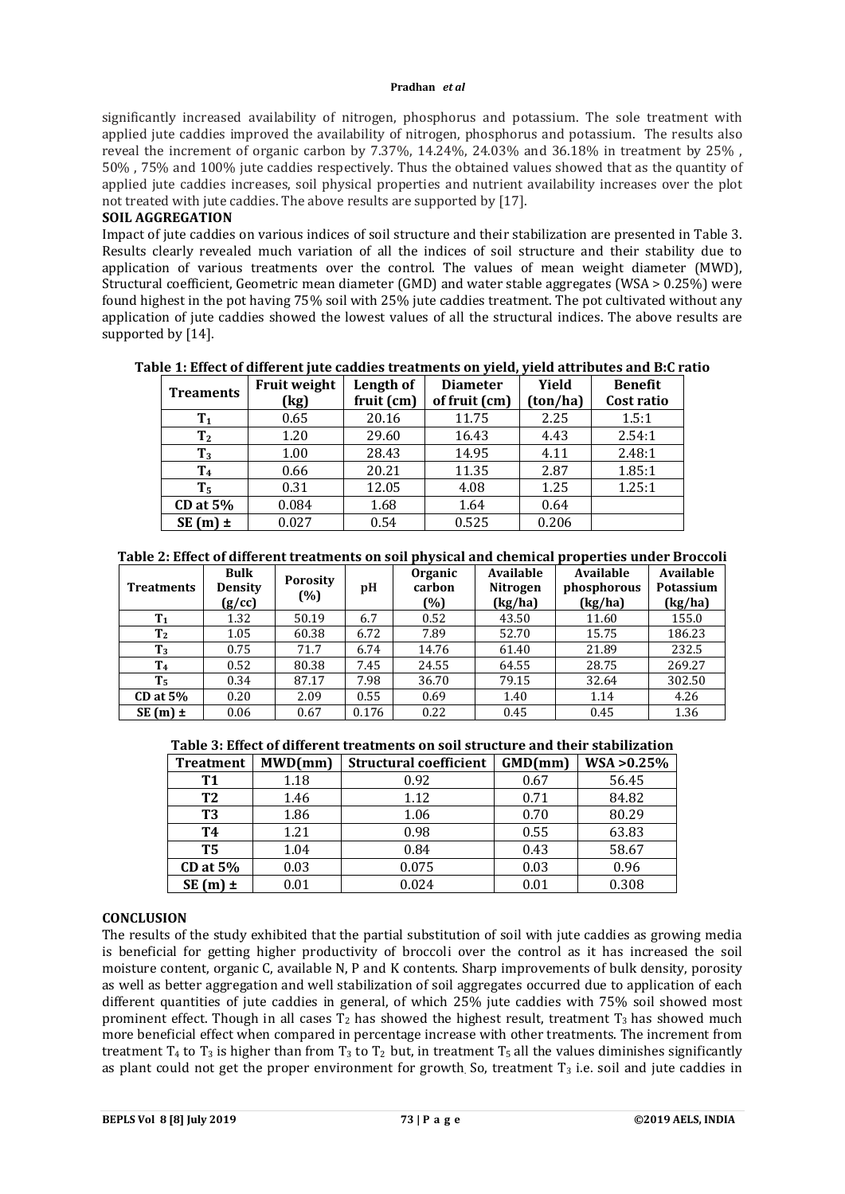significantly increased availability of nitrogen, phosphorus and potassium. The sole treatment with applied jute caddies improved the availability of nitrogen, phosphorus and potassium. The results also reveal the increment of organic carbon by 7.37%, 14.24%, 24.03% and 36.18% in treatment by 25% , 50% , 75% and 100% jute caddies respectively. Thus the obtained values showed that as the quantity of applied jute caddies increases, soil physical properties and nutrient availability increases over the plot not treated with jute caddies. The above results are supported by [17].

## SOIL AGGREGATION

Impact of jute caddies on various indices of soil structure and their stabilization are presented in Table 3. Results clearly revealed much variation of all the indices of soil structure and their stability due to application of various treatments over the control. The values of mean weight diameter (MWD), Structural coefficient, Geometric mean diameter (GMD) and water stable aggregates (WSA > 0.25%) were found highest in the pot having 75% soil with 25% jute caddies treatment. The pot cultivated without any application of jute caddies showed the lowest values of all the structural indices. The above results are supported by [14].

**Table 1: Effect of different jute caddies treatments on yield, yield attributes and B:C ratio**

| Treaments | Fruit weight (kg) | Length of fruit (cm) | Diameter of fruit (cm) | Yield (ton/ha) | Benefit Cost ratio |
|---|---|---|---|---|---|
| $T_1$ | 0.65 | 20.16 | 11.75 | 2.25 | 1.5:1 |
| $T_2$ | 1.20 | 29.60 | 16.43 | 4.43 | 2.54:1 |
| $T_3$ | 1.00 | 28.43 | 14.95 | 4.11 | 2.48:1 |
| $T_4$ | 0.66 | 20.21 | 11.35 | 2.87 | 1.85:1 |
| $T_5$ | 0.31 | 12.05 | 4.08 | 1.25 | 1.25:1 |
| CD at 5% | 0.084 | 1.68 | 1.64 | 0.64 | |
| SE (m) ± | 0.027 | 0.54 | 0.525 | 0.206 | |

**Table 2: Effect of different treatments on soil physical and chemical properties under Broccoli**

| Treatments | Bulk Density (g/cc) | Porosity (%) | pH | Organic carbon (%) | Available Nitrogen (kg/ha) | Available phosphorous (kg/ha) | Available Potassium (kg/ha) |
|---|---|---|---|---|---|---|---|
| $T_1$ | 1.32 | 50.19 | 6.7 | 0.52 | 43.50 | 11.60 | 155.0 |
| $T_2$ | 1.05 | 60.38 | 6.72 | 7.89 | 52.70 | 15.75 | 186.23 |
| $T_3$ | 0.75 | 71.7 | 6.74 | 14.76 | 61.40 | 21.89 | 232.5 |
| $T_4$ | 0.52 | 80.38 | 7.45 | 24.55 | 64.55 | 28.75 | 269.27 |
| $T_5$ | 0.34 | 87.17 | 7.98 | 36.70 | 79.15 | 32.64 | 302.50 |
| CD at 5% | 0.20 | 2.09 | 0.55 | 0.69 | 1.40 | 1.14 | 4.26 |
| SE (m) ± | 0.06 | 0.67 | 0.176 | 0.22 | 0.45 | 0.45 | 1.36 |

**Table 3: Effect of different treatments on soil structure and their stabilization**

| Treatment | MWD(mm) | Structural coefficient | GMD(mm) | WSA >0.25% |
|---|---|---|---|---|
| T1 | 1.18 | 0.92 | 0.67 | 56.45 |
| T2 | 1.46 | 1.12 | 0.71 | 84.82 |
| T3 | 1.86 | 1.06 | 0.70 | 80.29 |
| T4 | 1.21 | 0.98 | 0.55 | 63.83 |
| T5 | 1.04 | 0.84 | 0.43 | 58.67 |
| CD at 5% | 0.03 | 0.075 | 0.03 | 0.96 |
| SE (m) ± | 0.01 | 0.024 | 0.01 | 0.308 |

## CONCLUSION

The results of the study exhibited that the partial substitution of soil with jute caddies as growing media is beneficial for getting higher productivity of broccoli over the control as it has increased the soil moisture content, organic C, available N, P and K contents. Sharp improvements of bulk density, porosity as well as better aggregation and well stabilization of soil aggregates occurred due to application of each different quantities of jute caddies in general, of which 25% jute caddies with 75% soil showed most prominent effect. Though in all cases $T_2$ has showed the highest result, treatment $T_3$ has showed much more beneficial effect when compared in percentage increase with other treatments. The increment from treatment $T_4$ to $T_3$ is higher than from $T_3$ to $T_2$ but, in treatment $T_5$ all the values diminishes significantly as plant could not get the proper environment for growth. So, treatment $T_3$ i.e. soil and jute caddies in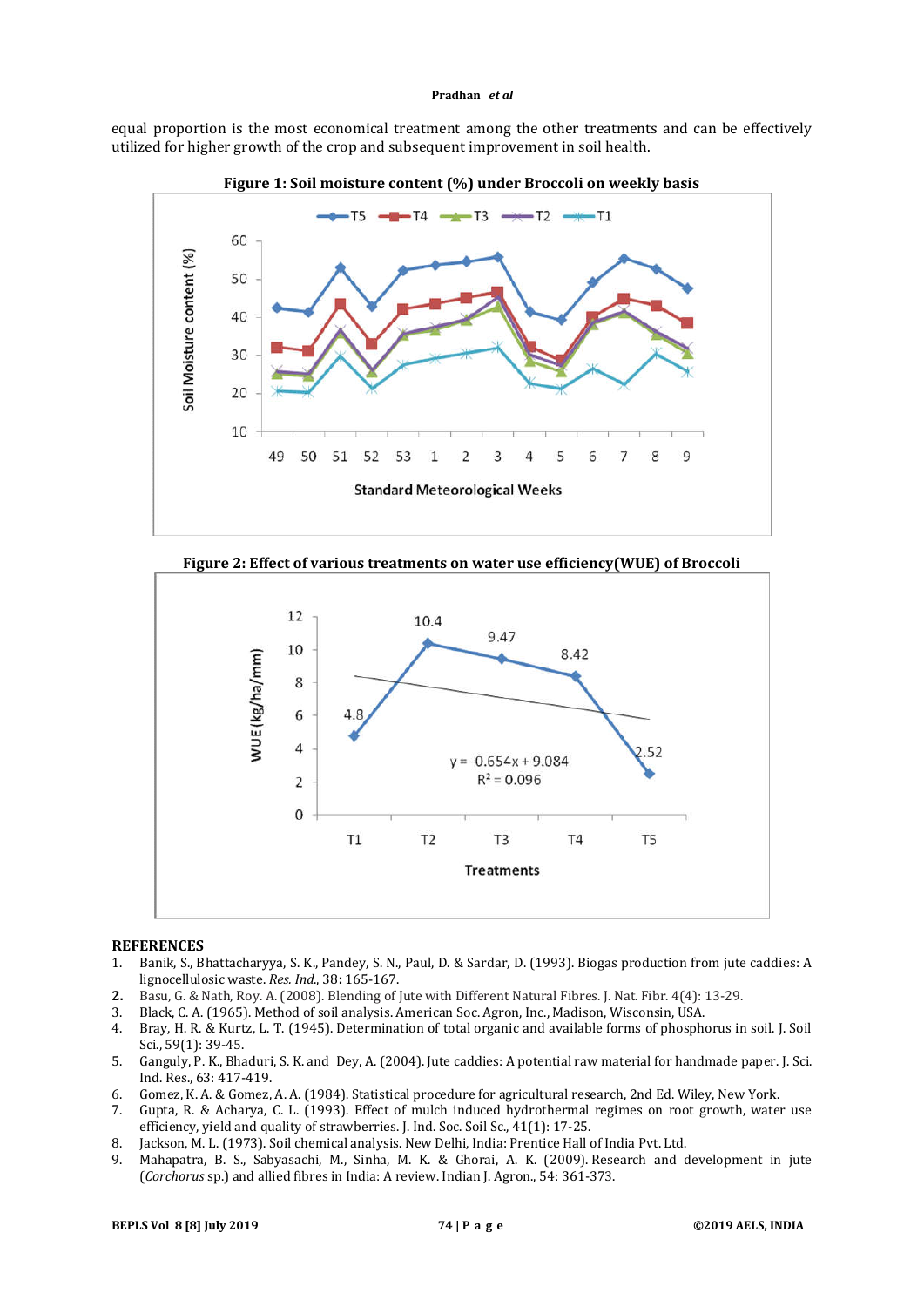equal proportion is the most economical treatment among the other treatments and can be effectively utilized for higher growth of the crop and subsequent improvement in soil health.

**Figure 1: Soil moisture content (%) under Broccoli on weekly basis**

**Figure 2: Effect of various treatments on water use efficiency(WUE) of Broccoli**

## REFERENCES

1. Banik, S., Bhattacharyya, S. K., Pandey, S. N., Paul, D. & Sardar, D. (1993). Biogas production from jute caddies: A lignocellulosic waste. *Res. Ind.*, 38**:** 165-167.
2. Basu, G. & Nath, Roy. A. (2008). Blending of Jute with Different Natural Fibres. J. Nat. Fibr. 4(4): 13-29.
3. Black, C. A. (1965). Method of soil analysis. American Soc. Agron, Inc., Madison, Wisconsin, USA.
4. Bray, H. R. & Kurtz, L. T. (1945). Determination of total organic and available forms of phosphorus in soil. J. Soil Sci., 59(1): 39-45.
5. Ganguly, P. K., Bhaduri, S. K. and Dey, A. (2004). Jute caddies: A potential raw material for handmade paper. J. Sci. Ind. Res., 63: 417-419.
6. Gomez, K. A. & Gomez, A. A. (1984). Statistical procedure for agricultural research, 2nd Ed. Wiley, New York.
7. Gupta, R. & Acharya, C. L. (1993). Effect of mulch induced hydrothermal regimes on root growth, water use efficiency, yield and quality of strawberries. J. Ind. Soc. Soil Sc., 41(1): 17-25.
8. Jackson, M. L. (1973). Soil chemical analysis. New Delhi, India: Prentice Hall of India Pvt. Ltd.
9. Mahapatra, B. S., Sabyasachi, M., Sinha, M. K. & Ghorai, A. K. (2009). Research and development in jute (*Corchorus* sp.) and allied fibres in India: A review. Indian J. Agron., 54: 361-373.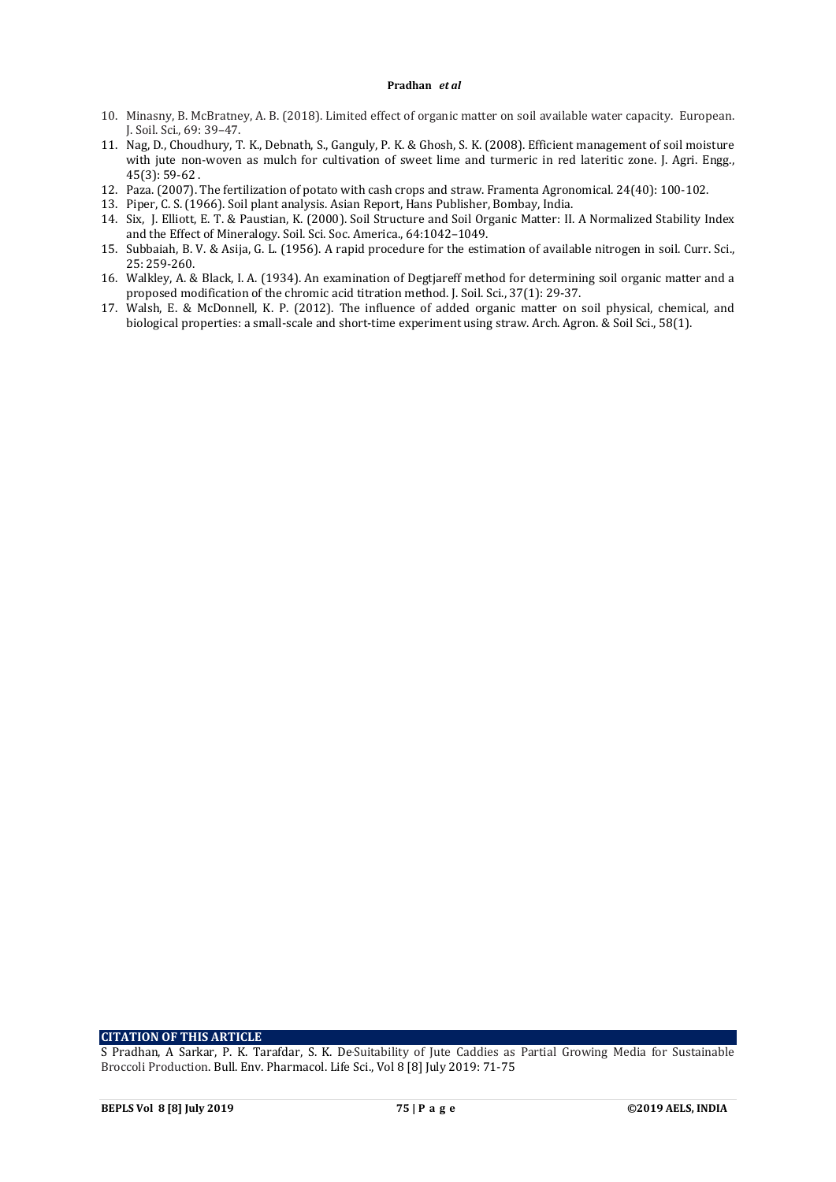10. Minasny, B. McBratney, A. B. (2018). Limited effect of organic matter on soil available water capacity. European. J. Soil. Sci., 69: 39–47.
11. Nag, D., Choudhury, T. K., Debnath, S., Ganguly, P. K. & Ghosh, S. K. (2008). Efficient management of soil moisture with jute non-woven as mulch for cultivation of sweet lime and turmeric in red lateritic zone. J. Agri. Engg., 45(3): 59-62 .
12. Paza. (2007). The fertilization of potato with cash crops and straw. Framenta Agronomical. 24(40): 100-102.
13. Piper, C. S. (1966). Soil plant analysis. Asian Report, Hans Publisher, Bombay, India.
14. Six, J. Elliott, E. T. & Paustian, K. (2000). Soil Structure and Soil Organic Matter: II. A Normalized Stability Index and the Effect of Mineralogy. Soil. Sci. Soc. America., 64:1042–1049.
15. Subbaiah, B. V. & Asija, G. L. (1956). A rapid procedure for the estimation of available nitrogen in soil. Curr. Sci., 25: 259-260.
16. Walkley, A. & Black, I. A. (1934). An examination of Degtjareff method for determining soil organic matter and a proposed modification of the chromic acid titration method. J. Soil. Sci., 37(1): 29-37.
17. Walsh, E. & McDonnell, K. P. (2012). The influence of added organic matter on soil physical, chemical, and biological properties: a small-scale and short-time experiment using straw. Arch. Agron. & Soil Sci., 58(1).

**CITATION OF THIS ARTICLE**

S Pradhan, A Sarkar, P. K. Tarafdar, S. K. DeSuitability of Jute Caddies as Partial Growing Media for Sustainable Broccoli Production. Bull. Env. Pharmacol. Life Sci., Vol 8 [8] July 2019: 71-75